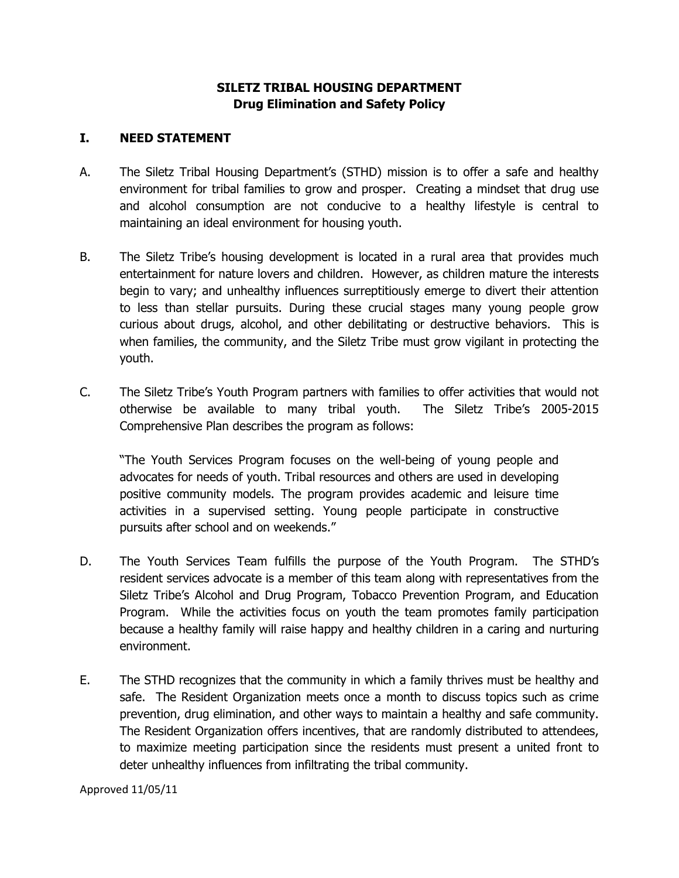# SILETZ TRIBAL HOUSING DEPARTMENT
## Drug Elimination and Safety Policy

## I. NEED STATEMENT

A. The Siletz Tribal Housing Department's (STHD) mission is to offer a safe and healthy environment for tribal families to grow and prosper. Creating a mindset that drug use and alcohol consumption are not conducive to a healthy lifestyle is central to maintaining an ideal environment for housing youth.

B. The Siletz Tribe's housing development is located in a rural area that provides much entertainment for nature lovers and children. However, as children mature the interests begin to vary; and unhealthy influences surreptitiously emerge to divert their attention to less than stellar pursuits. During these crucial stages many young people grow curious about drugs, alcohol, and other debilitating or destructive behaviors. This is when families, the community, and the Siletz Tribe must grow vigilant in protecting the youth.

C. The Siletz Tribe's Youth Program partners with families to offer activities that would not otherwise be available to many tribal youth. The Siletz Tribe's 2005-2015 Comprehensive Plan describes the program as follows:

> "The Youth Services Program focuses on the well-being of young people and advocates for needs of youth. Tribal resources and others are used in developing positive community models. The program provides academic and leisure time activities in a supervised setting. Young people participate in constructive pursuits after school and on weekends."

D. The Youth Services Team fulfills the purpose of the Youth Program. The STHD's resident services advocate is a member of this team along with representatives from the Siletz Tribe's Alcohol and Drug Program, Tobacco Prevention Program, and Education Program. While the activities focus on youth the team promotes family participation because a healthy family will raise happy and healthy children in a caring and nurturing environment.

E. The STHD recognizes that the community in which a family thrives must be healthy and safe. The Resident Organization meets once a month to discuss topics such as crime prevention, drug elimination, and other ways to maintain a healthy and safe community. The Resident Organization offers incentives, that are randomly distributed to attendees, to maximize meeting participation since the residents must present a united front to deter unhealthy influences from infiltrating the tribal community.

Approved 11/05/11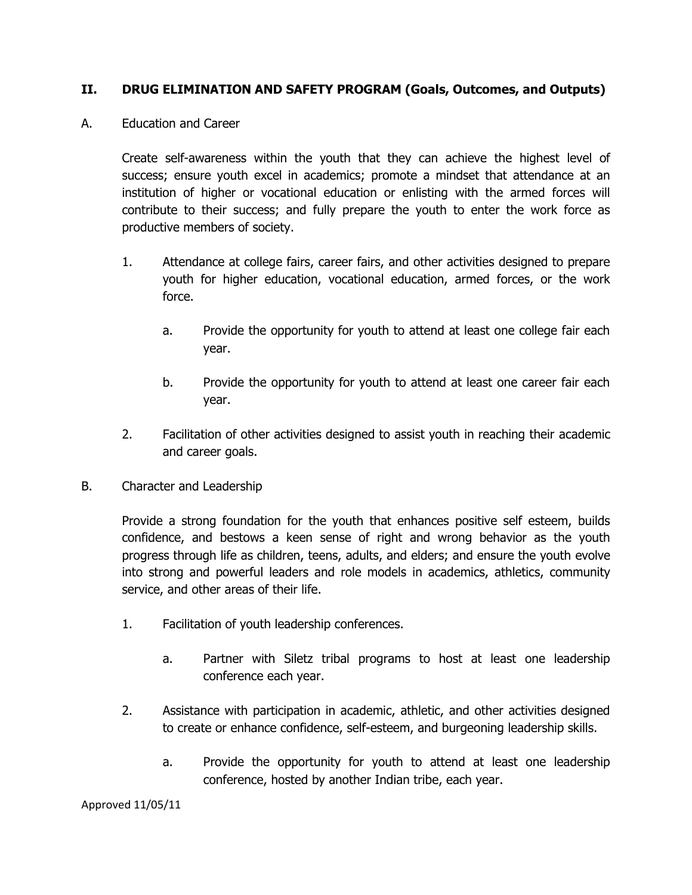## II. DRUG ELIMINATION AND SAFETY PROGRAM (Goals, Outcomes, and Outputs)

### A. Education and Career

Create self-awareness within the youth that they can achieve the highest level of success; ensure youth excel in academics; promote a mindset that attendance at an institution of higher or vocational education or enlisting with the armed forces will contribute to their success; and fully prepare the youth to enter the work force as productive members of society.

1. Attendance at college fairs, career fairs, and other activities designed to prepare youth for higher education, vocational education, armed forces, or the work force.

   a. Provide the opportunity for youth to attend at least one college fair each year.

   b. Provide the opportunity for youth to attend at least one career fair each year.

2. Facilitation of other activities designed to assist youth in reaching their academic and career goals.

### B. Character and Leadership

Provide a strong foundation for the youth that enhances positive self esteem, builds confidence, and bestows a keen sense of right and wrong behavior as the youth progress through life as children, teens, adults, and elders; and ensure the youth evolve into strong and powerful leaders and role models in academics, athletics, community service, and other areas of their life.

1. Facilitation of youth leadership conferences.

   a. Partner with Siletz tribal programs to host at least one leadership conference each year.

2. Assistance with participation in academic, athletic, and other activities designed to create or enhance confidence, self-esteem, and burgeoning leadership skills.

   a. Provide the opportunity for youth to attend at least one leadership conference, hosted by another Indian tribe, each year.

Approved 11/05/11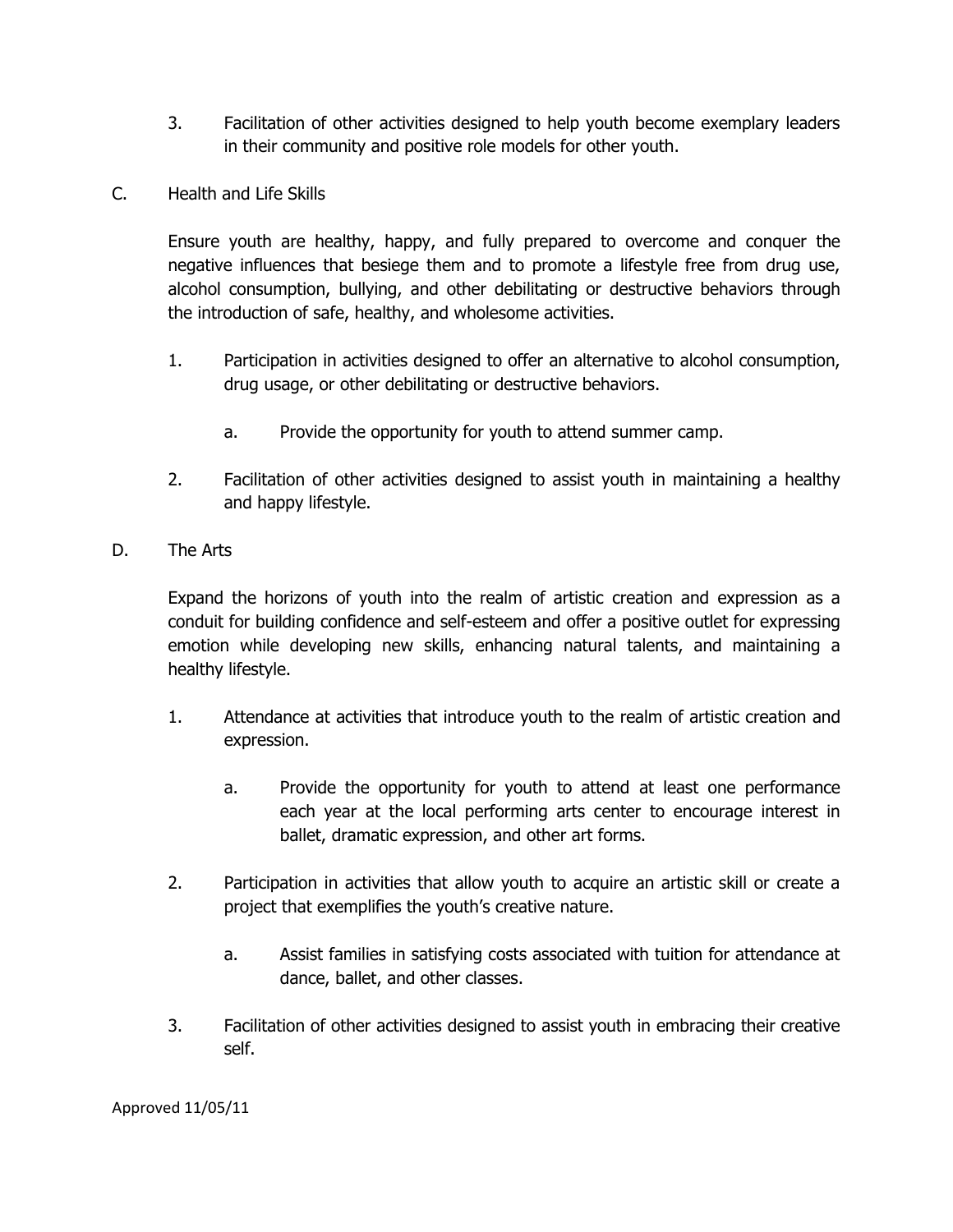3. Facilitation of other activities designed to help youth become exemplary leaders in their community and positive role models for other youth.

C. Health and Life Skills

Ensure youth are healthy, happy, and fully prepared to overcome and conquer the negative influences that besiege them and to promote a lifestyle free from drug use, alcohol consumption, bullying, and other debilitating or destructive behaviors through the introduction of safe, healthy, and wholesome activities.

1. Participation in activities designed to offer an alternative to alcohol consumption, drug usage, or other debilitating or destructive behaviors.

    a. Provide the opportunity for youth to attend summer camp.

2. Facilitation of other activities designed to assist youth in maintaining a healthy and happy lifestyle.

D. The Arts

Expand the horizons of youth into the realm of artistic creation and expression as a conduit for building confidence and self-esteem and offer a positive outlet for expressing emotion while developing new skills, enhancing natural talents, and maintaining a healthy lifestyle.

1. Attendance at activities that introduce youth to the realm of artistic creation and expression.

    a. Provide the opportunity for youth to attend at least one performance each year at the local performing arts center to encourage interest in ballet, dramatic expression, and other art forms.

2. Participation in activities that allow youth to acquire an artistic skill or create a project that exemplifies the youth's creative nature.

    a. Assist families in satisfying costs associated with tuition for attendance at dance, ballet, and other classes.

3. Facilitation of other activities designed to assist youth in embracing their creative self.

Approved 11/05/11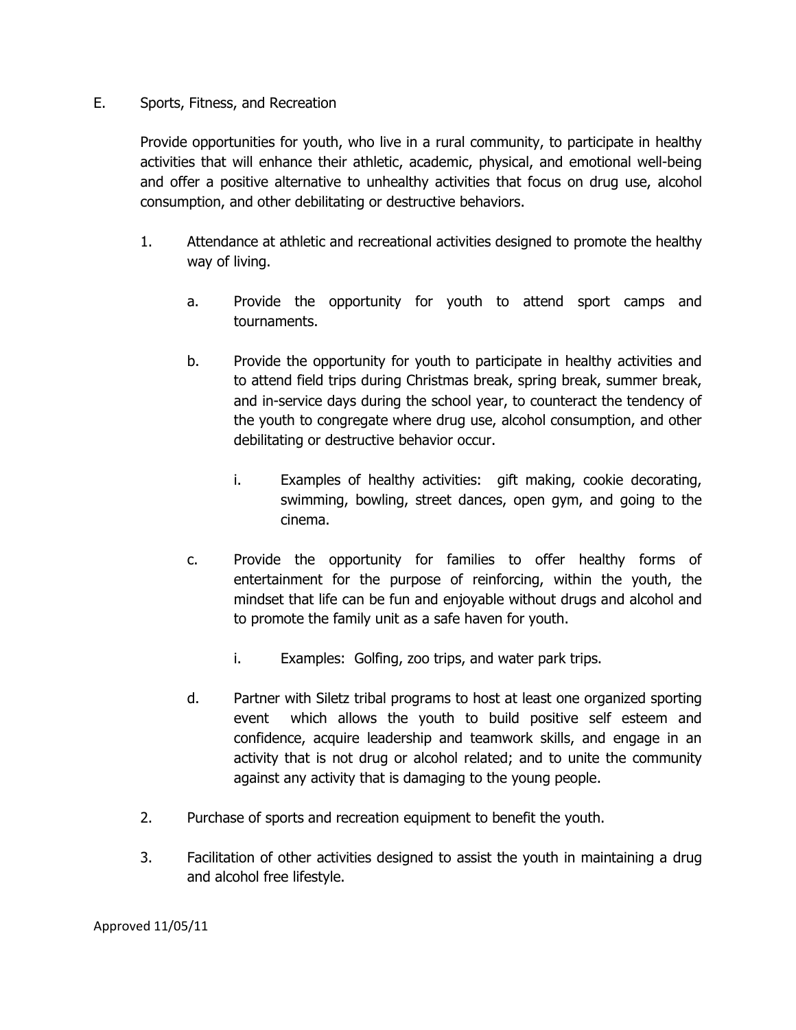E. Sports, Fitness, and Recreation

Provide opportunities for youth, who live in a rural community, to participate in healthy activities that will enhance their athletic, academic, physical, and emotional well-being and offer a positive alternative to unhealthy activities that focus on drug use, alcohol consumption, and other debilitating or destructive behaviors.

1. Attendance at athletic and recreational activities designed to promote the healthy way of living.

   a. Provide the opportunity for youth to attend sport camps and tournaments.

   b. Provide the opportunity for youth to participate in healthy activities and to attend field trips during Christmas break, spring break, summer break, and in-service days during the school year, to counteract the tendency of the youth to congregate where drug use, alcohol consumption, and other debilitating or destructive behavior occur.

      i. Examples of healthy activities: gift making, cookie decorating, swimming, bowling, street dances, open gym, and going to the cinema.

   c. Provide the opportunity for families to offer healthy forms of entertainment for the purpose of reinforcing, within the youth, the mindset that life can be fun and enjoyable without drugs and alcohol and to promote the family unit as a safe haven for youth.

      i. Examples: Golfing, zoo trips, and water park trips.

   d. Partner with Siletz tribal programs to host at least one organized sporting event which allows the youth to build positive self esteem and confidence, acquire leadership and teamwork skills, and engage in an activity that is not drug or alcohol related; and to unite the community against any activity that is damaging to the young people.

2. Purchase of sports and recreation equipment to benefit the youth.

3. Facilitation of other activities designed to assist the youth in maintaining a drug and alcohol free lifestyle.

Approved 11/05/11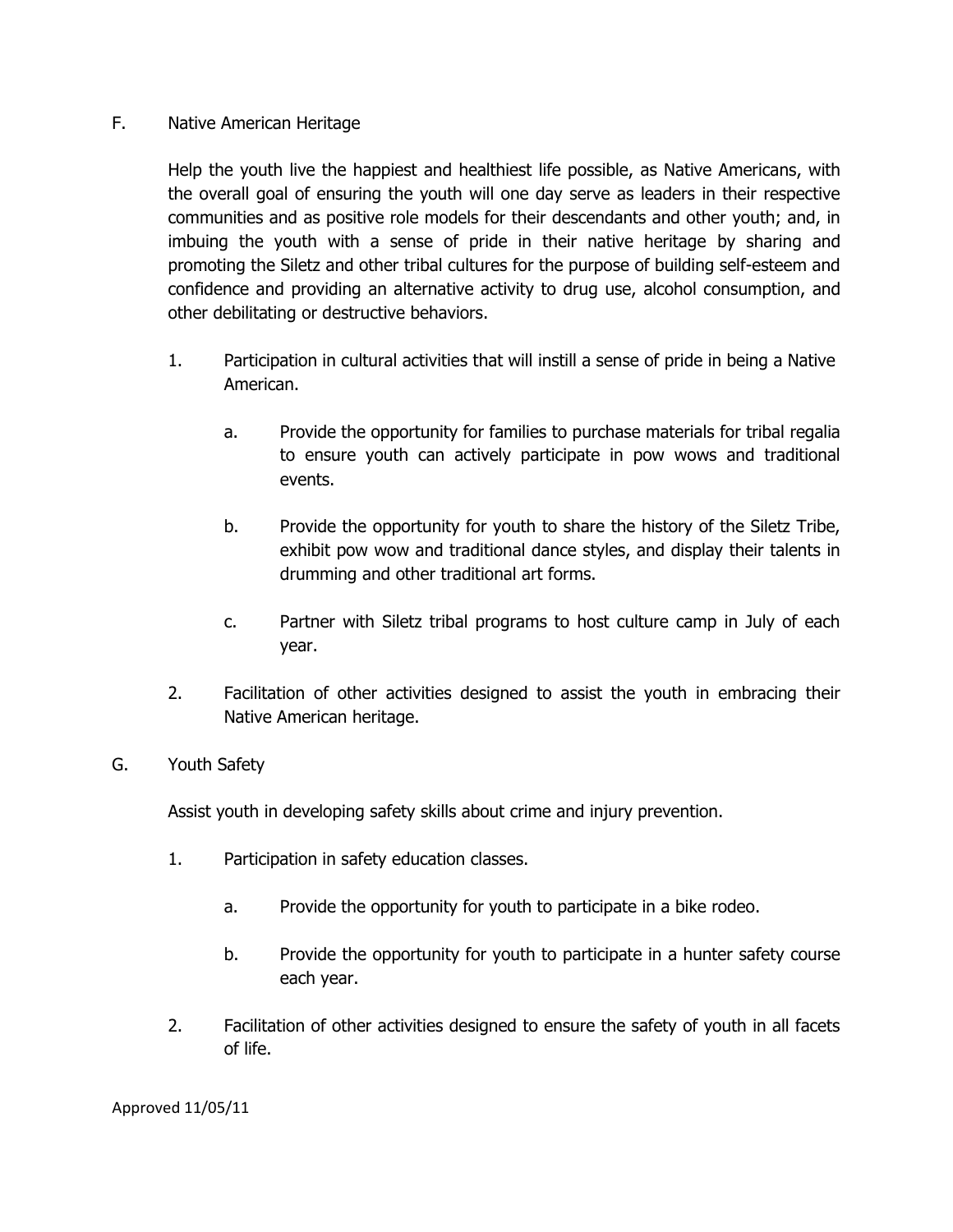F. Native American Heritage

Help the youth live the happiest and healthiest life possible, as Native Americans, with the overall goal of ensuring the youth will one day serve as leaders in their respective communities and as positive role models for their descendants and other youth; and, in imbuing the youth with a sense of pride in their native heritage by sharing and promoting the Siletz and other tribal cultures for the purpose of building self-esteem and confidence and providing an alternative activity to drug use, alcohol consumption, and other debilitating or destructive behaviors.

1. Participation in cultural activities that will instill a sense of pride in being a Native American.

   a. Provide the opportunity for families to purchase materials for tribal regalia to ensure youth can actively participate in pow wows and traditional events.

   b. Provide the opportunity for youth to share the history of the Siletz Tribe, exhibit pow wow and traditional dance styles, and display their talents in drumming and other traditional art forms.

   c. Partner with Siletz tribal programs to host culture camp in July of each year.

2. Facilitation of other activities designed to assist the youth in embracing their Native American heritage.

G. Youth Safety

Assist youth in developing safety skills about crime and injury prevention.

1. Participation in safety education classes.

   a. Provide the opportunity for youth to participate in a bike rodeo.

   b. Provide the opportunity for youth to participate in a hunter safety course each year.

2. Facilitation of other activities designed to ensure the safety of youth in all facets of life.

Approved 11/05/11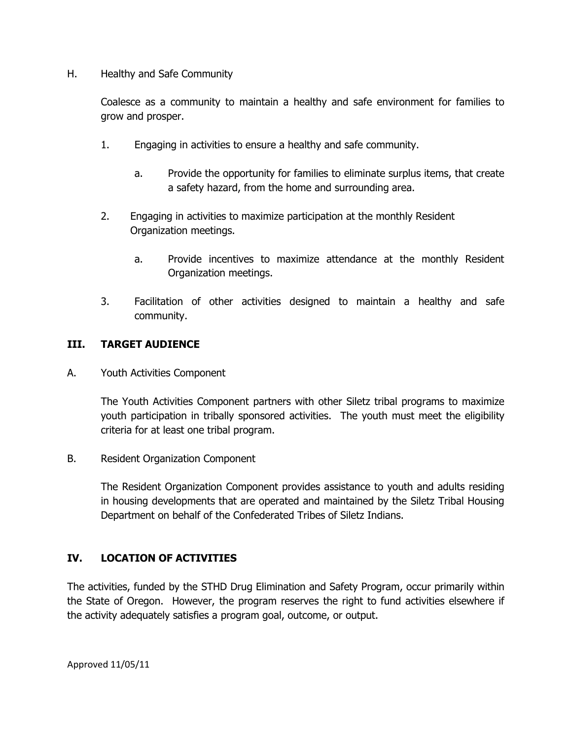H. Healthy and Safe Community

Coalesce as a community to maintain a healthy and safe environment for families to grow and prosper.

1. Engaging in activities to ensure a healthy and safe community.

   a. Provide the opportunity for families to eliminate surplus items, that create a safety hazard, from the home and surrounding area.

2. Engaging in activities to maximize participation at the monthly Resident Organization meetings.

   a. Provide incentives to maximize attendance at the monthly Resident Organization meetings.

3. Facilitation of other activities designed to maintain a healthy and safe community.

## III. TARGET AUDIENCE

A. Youth Activities Component

The Youth Activities Component partners with other Siletz tribal programs to maximize youth participation in tribally sponsored activities. The youth must meet the eligibility criteria for at least one tribal program.

B. Resident Organization Component

The Resident Organization Component provides assistance to youth and adults residing in housing developments that are operated and maintained by the Siletz Tribal Housing Department on behalf of the Confederated Tribes of Siletz Indians.

## IV. LOCATION OF ACTIVITIES

The activities, funded by the STHD Drug Elimination and Safety Program, occur primarily within the State of Oregon. However, the program reserves the right to fund activities elsewhere if the activity adequately satisfies a program goal, outcome, or output.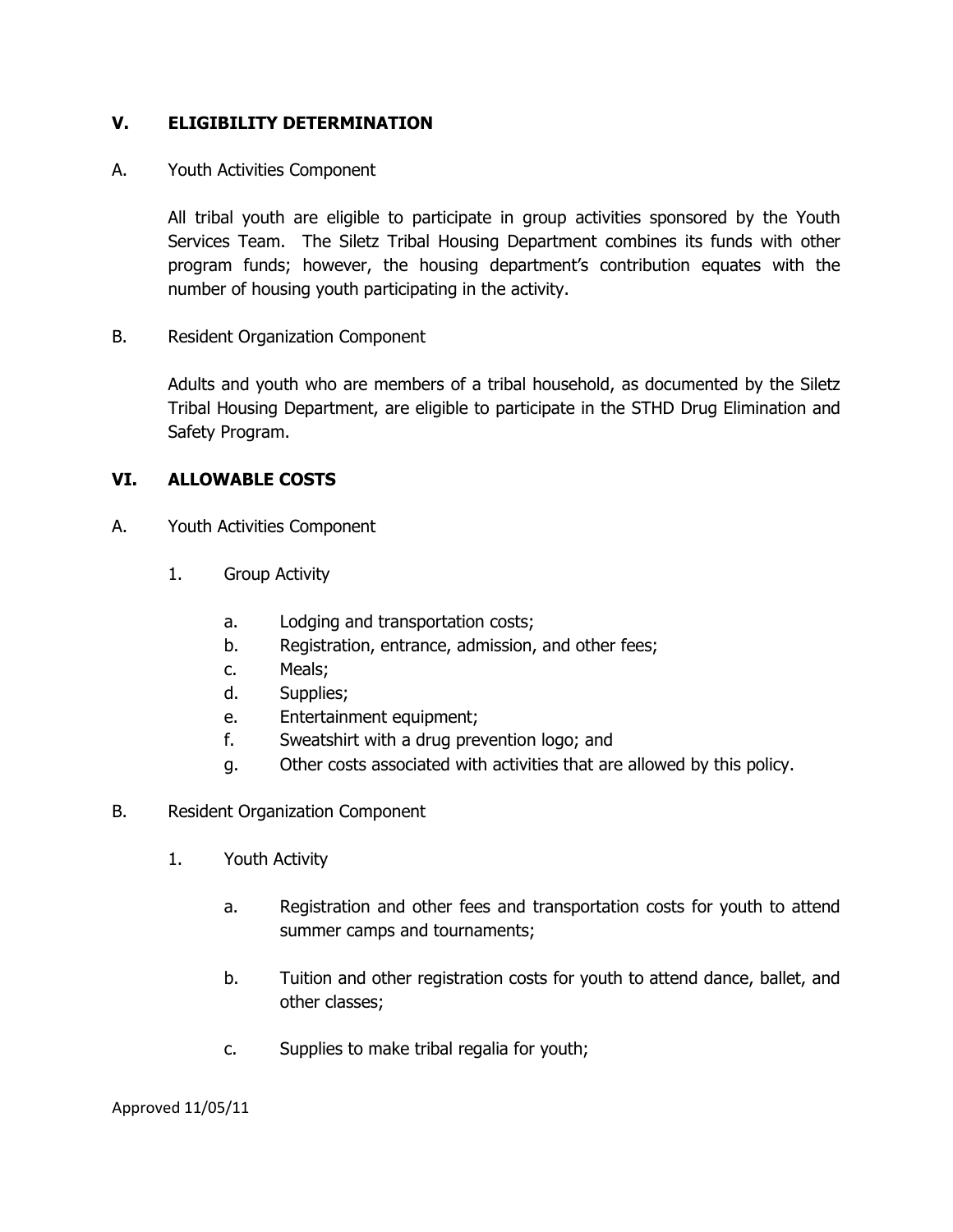## V. ELIGIBILITY DETERMINATION

A. Youth Activities Component

All tribal youth are eligible to participate in group activities sponsored by the Youth Services Team. The Siletz Tribal Housing Department combines its funds with other program funds; however, the housing department's contribution equates with the number of housing youth participating in the activity.

B. Resident Organization Component

Adults and youth who are members of a tribal household, as documented by the Siletz Tribal Housing Department, are eligible to participate in the STHD Drug Elimination and Safety Program.

## VI. ALLOWABLE COSTS

A. Youth Activities Component

1. Group Activity

   a. Lodging and transportation costs;
   b. Registration, entrance, admission, and other fees;
   c. Meals;
   d. Supplies;
   e. Entertainment equipment;
   f. Sweatshirt with a drug prevention logo; and
   g. Other costs associated with activities that are allowed by this policy.

B. Resident Organization Component

1. Youth Activity

   a. Registration and other fees and transportation costs for youth to attend summer camps and tournaments;

   b. Tuition and other registration costs for youth to attend dance, ballet, and other classes;

   c. Supplies to make tribal regalia for youth;

Approved 11/05/11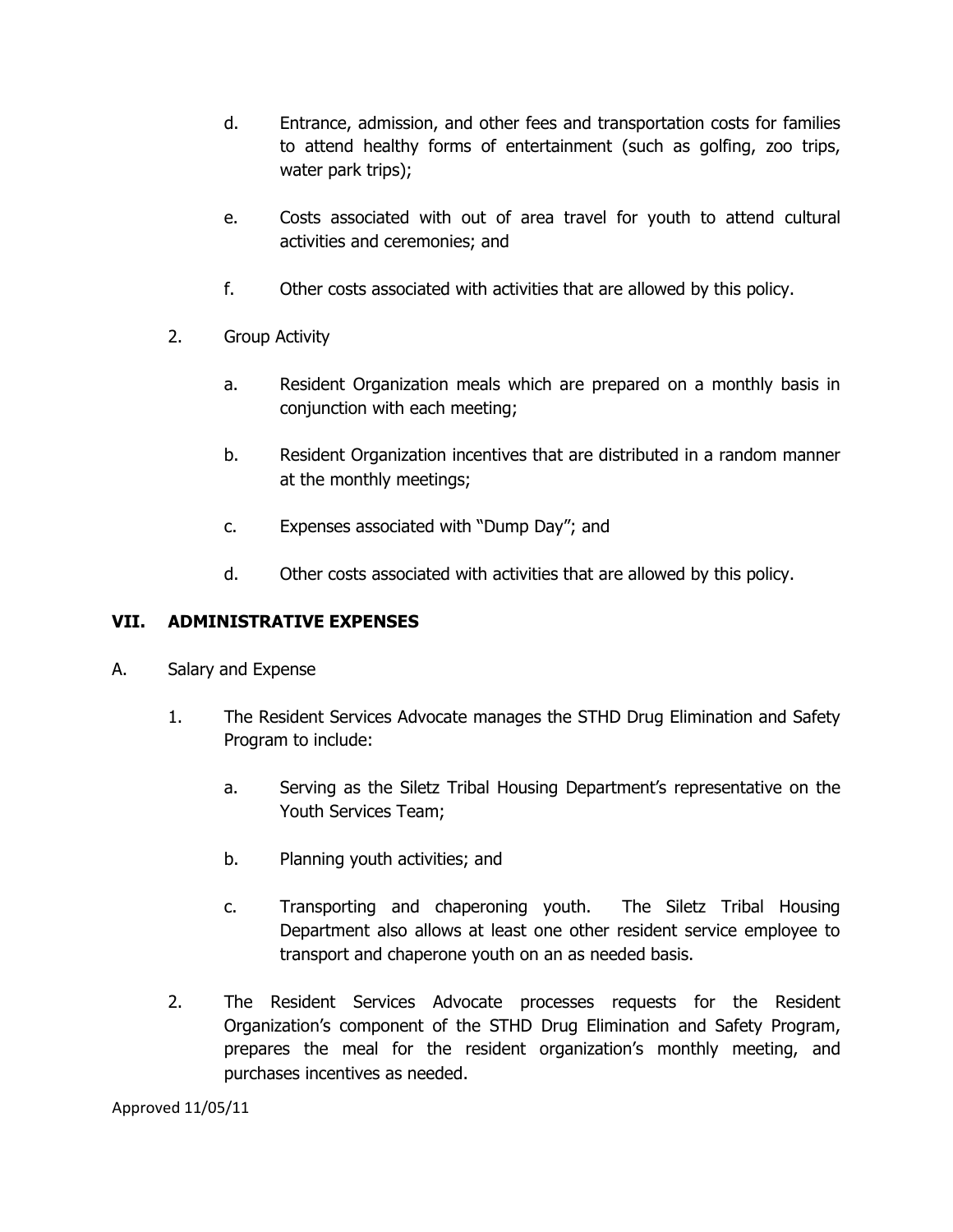d. Entrance, admission, and other fees and transportation costs for families to attend healthy forms of entertainment (such as golfing, zoo trips, water park trips);

e. Costs associated with out of area travel for youth to attend cultural activities and ceremonies; and

f. Other costs associated with activities that are allowed by this policy.

2. Group Activity

a. Resident Organization meals which are prepared on a monthly basis in conjunction with each meeting;

b. Resident Organization incentives that are distributed in a random manner at the monthly meetings;

c. Expenses associated with "Dump Day"; and

d. Other costs associated with activities that are allowed by this policy.

## VII. ADMINISTRATIVE EXPENSES

A. Salary and Expense

1. The Resident Services Advocate manages the STHD Drug Elimination and Safety Program to include:

a. Serving as the Siletz Tribal Housing Department's representative on the Youth Services Team;

b. Planning youth activities; and

c. Transporting and chaperoning youth. The Siletz Tribal Housing Department also allows at least one other resident service employee to transport and chaperone youth on an as needed basis.

2. The Resident Services Advocate processes requests for the Resident Organization's component of the STHD Drug Elimination and Safety Program, prepares the meal for the resident organization's monthly meeting, and purchases incentives as needed.

Approved 11/05/11